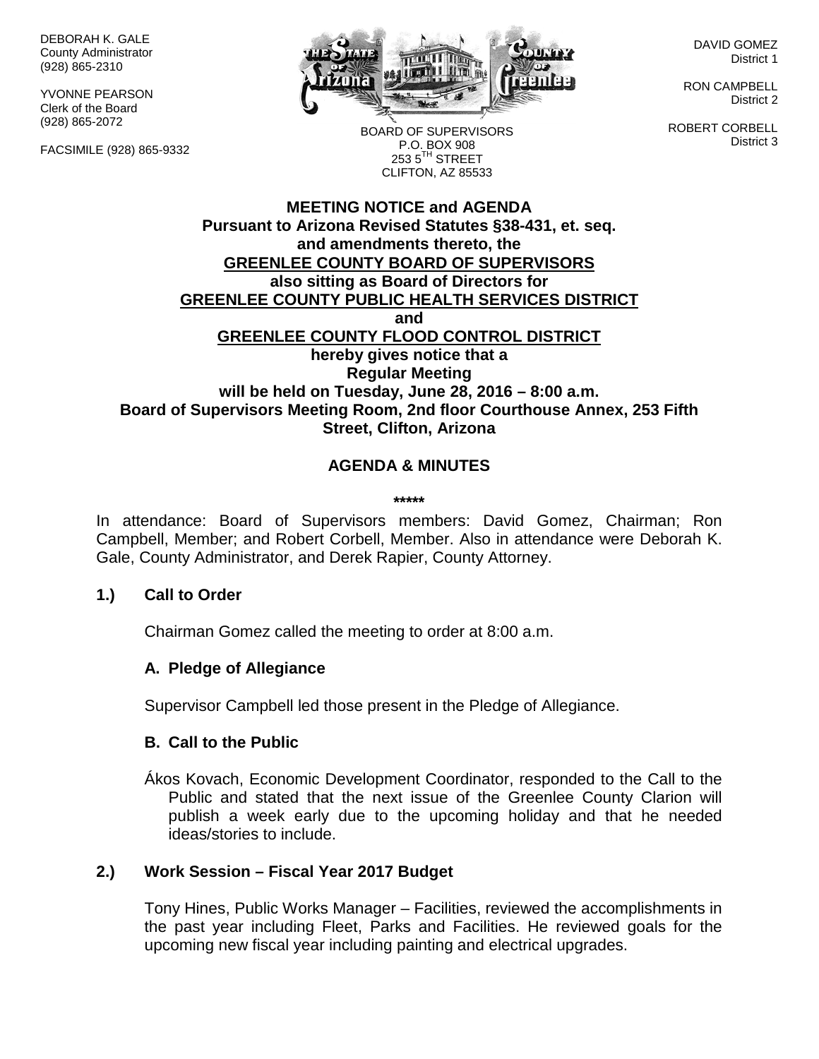DEBORAH K. GALE
County Administrator
(928) 865-2310

YVONNE PEARSON
Clerk of the Board
(928) 865-2072

FACSIMILE (928) 865-9332

BOARD OF SUPERVISORS
P.O. BOX 908
253 5TH STREET
CLIFTON, AZ 85533

DAVID GOMEZ
District 1

RON CAMPBELL
District 2

ROBERT CORBELL
District 3

**MEETING NOTICE and AGENDA**
**Pursuant to Arizona Revised Statutes §38-431, et. seq.**
**and amendments thereto, the**
**GREENLEE COUNTY BOARD OF SUPERVISORS**
**also sitting as Board of Directors for**
**GREENLEE COUNTY PUBLIC HEALTH SERVICES DISTRICT**
**and**
**GREENLEE COUNTY FLOOD CONTROL DISTRICT**
**hereby gives notice that a**
**Regular Meeting**
**will be held on Tuesday, June 28, 2016 – 8:00 a.m.**
**Board of Supervisors Meeting Room, 2nd floor Courthouse Annex, 253 Fifth Street, Clifton, Arizona**

**AGENDA & MINUTES**

*****

In attendance: Board of Supervisors members: David Gomez, Chairman; Ron Campbell, Member; and Robert Corbell, Member. Also in attendance were Deborah K. Gale, County Administrator, and Derek Rapier, County Attorney.

**1.) Call to Order**

Chairman Gomez called the meeting to order at 8:00 a.m.

**A. Pledge of Allegiance**

Supervisor Campbell led those present in the Pledge of Allegiance.

**B. Call to the Public**

Ákos Kovach, Economic Development Coordinator, responded to the Call to the Public and stated that the next issue of the Greenlee County Clarion will publish a week early due to the upcoming holiday and that he needed ideas/stories to include.

**2.) Work Session – Fiscal Year 2017 Budget**

Tony Hines, Public Works Manager – Facilities, reviewed the accomplishments in the past year including Fleet, Parks and Facilities. He reviewed goals for the upcoming new fiscal year including painting and electrical upgrades.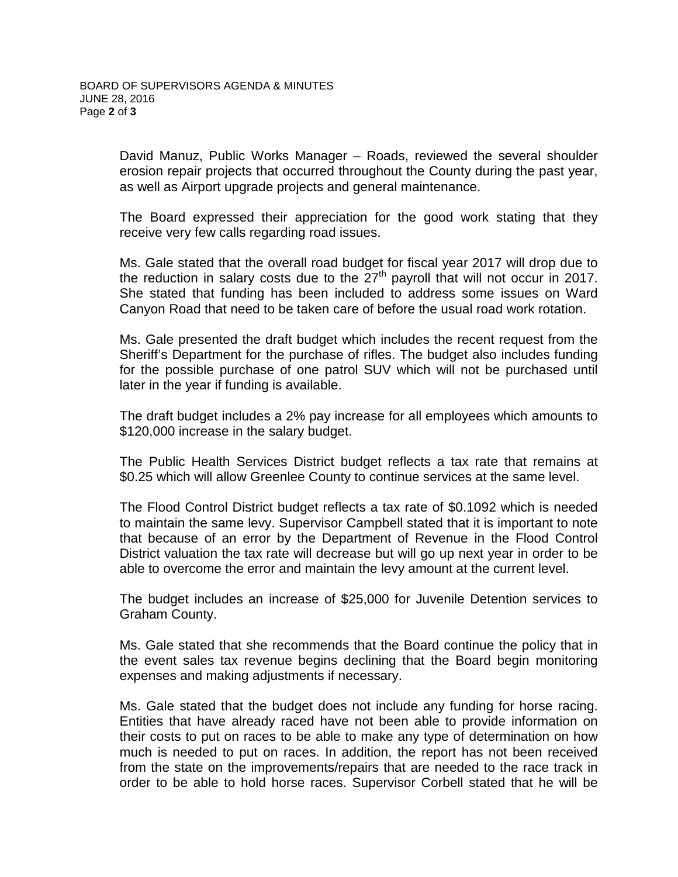David Manuz, Public Works Manager – Roads, reviewed the several shoulder erosion repair projects that occurred throughout the County during the past year, as well as Airport upgrade projects and general maintenance.

The Board expressed their appreciation for the good work stating that they receive very few calls regarding road issues.

Ms. Gale stated that the overall road budget for fiscal year 2017 will drop due to the reduction in salary costs due to the 27th payroll that will not occur in 2017. She stated that funding has been included to address some issues on Ward Canyon Road that need to be taken care of before the usual road work rotation.

Ms. Gale presented the draft budget which includes the recent request from the Sheriff's Department for the purchase of rifles. The budget also includes funding for the possible purchase of one patrol SUV which will not be purchased until later in the year if funding is available.

The draft budget includes a 2% pay increase for all employees which amounts to $120,000 increase in the salary budget.

The Public Health Services District budget reflects a tax rate that remains at $0.25 which will allow Greenlee County to continue services at the same level.

The Flood Control District budget reflects a tax rate of $0.1092 which is needed to maintain the same levy. Supervisor Campbell stated that it is important to note that because of an error by the Department of Revenue in the Flood Control District valuation the tax rate will decrease but will go up next year in order to be able to overcome the error and maintain the levy amount at the current level.

The budget includes an increase of $25,000 for Juvenile Detention services to Graham County.

Ms. Gale stated that she recommends that the Board continue the policy that in the event sales tax revenue begins declining that the Board begin monitoring expenses and making adjustments if necessary.

Ms. Gale stated that the budget does not include any funding for horse racing. Entities that have already raced have not been able to provide information on their costs to put on races to be able to make any type of determination on how much is needed to put on races. In addition, the report has not been received from the state on the improvements/repairs that are needed to the race track in order to be able to hold horse races. Supervisor Corbell stated that he will be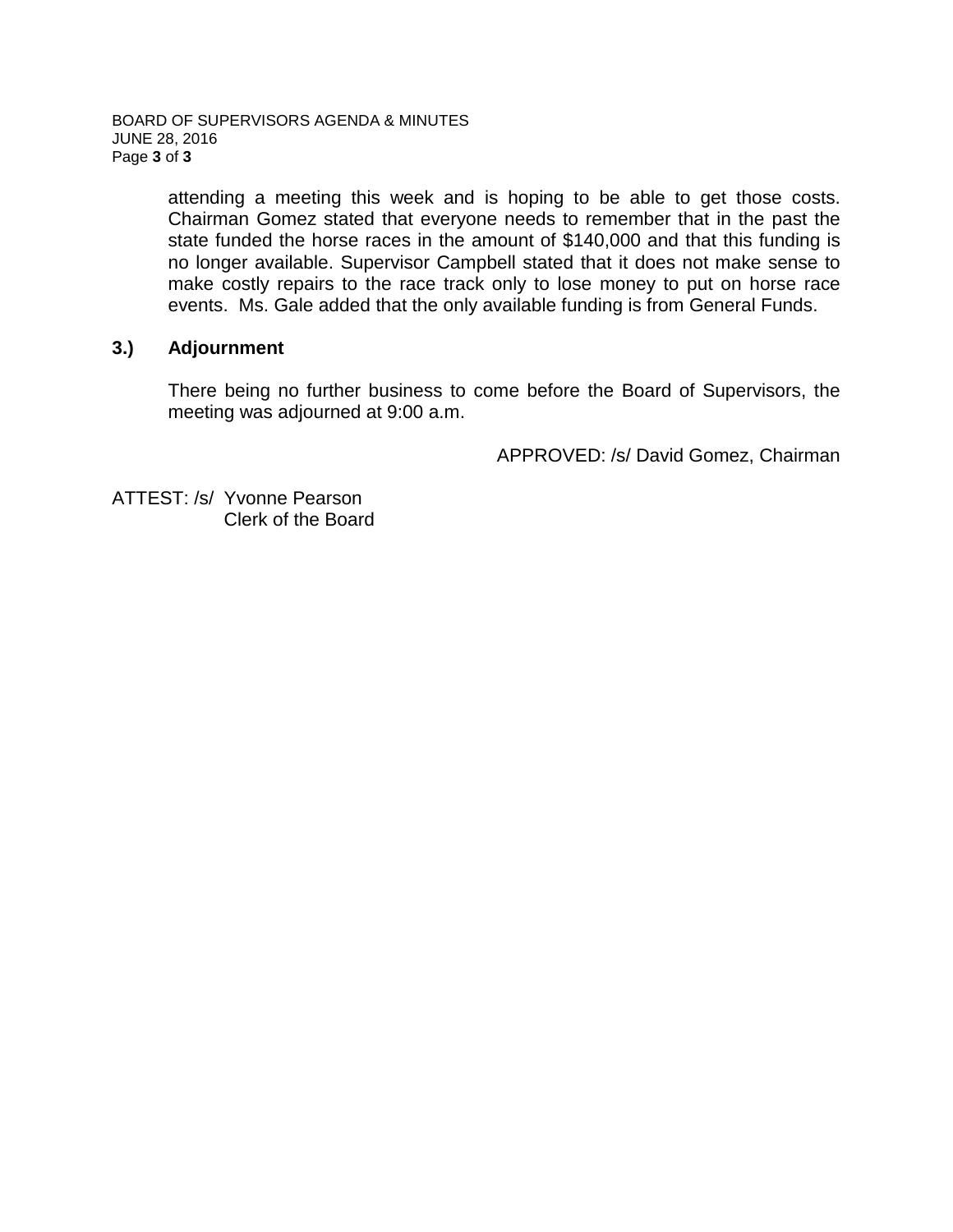attending a meeting this week and is hoping to be able to get those costs. Chairman Gomez stated that everyone needs to remember that in the past the state funded the horse races in the amount of $140,000 and that this funding is no longer available. Supervisor Campbell stated that it does not make sense to make costly repairs to the race track only to lose money to put on horse race events. Ms. Gale added that the only available funding is from General Funds.

**3.) Adjournment**

There being no further business to come before the Board of Supervisors, the meeting was adjourned at 9:00 a.m.

APPROVED: /s/ David Gomez, Chairman

ATTEST: /s/ Yvonne Pearson
Clerk of the Board